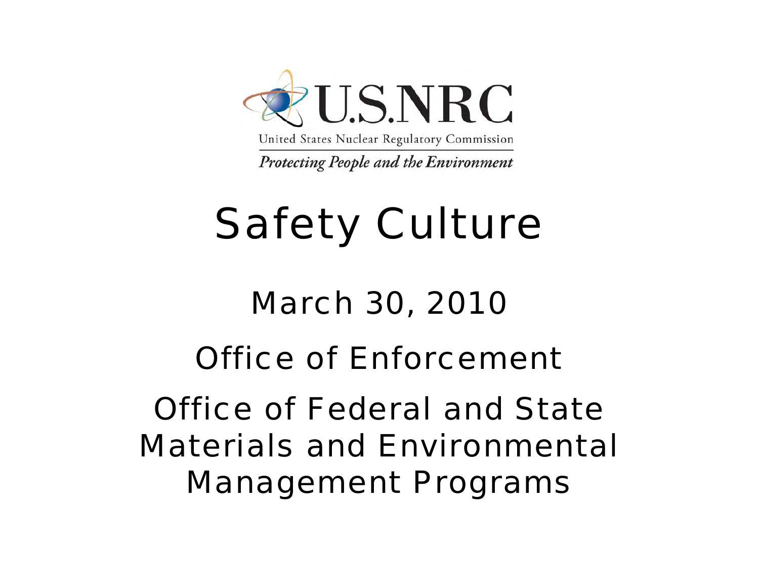U.S.NRC

United States Nuclear Regulatory Commission

*Protecting People and the Environment*

# Safety Culture

March 30, 2010

Office of Enforcement

Office of Federal and State Materials and Environmental Management Programs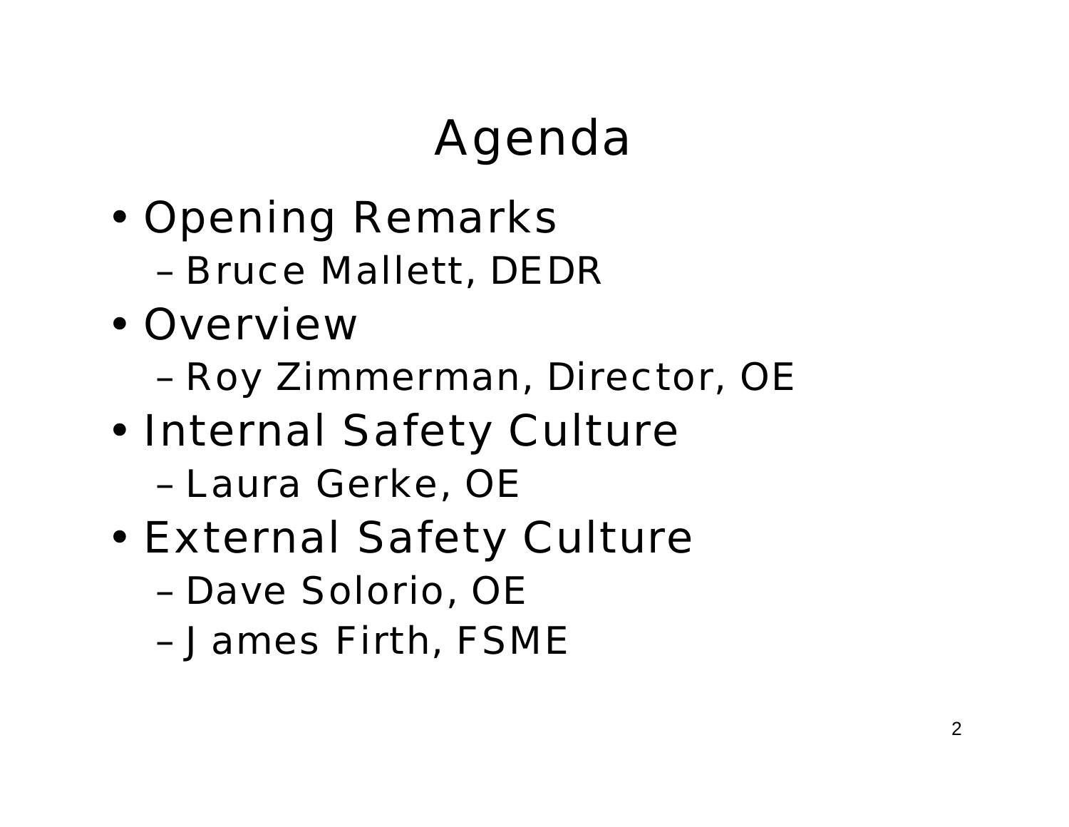# Agenda

- Opening Remarks
  - Bruce Mallett, DEDR
- Overview
  - Roy Zimmerman, Director, OE
- Internal Safety Culture
  - Laura Gerke, OE
- External Safety Culture
  - Dave Solorio, OE
  - James Firth, FSME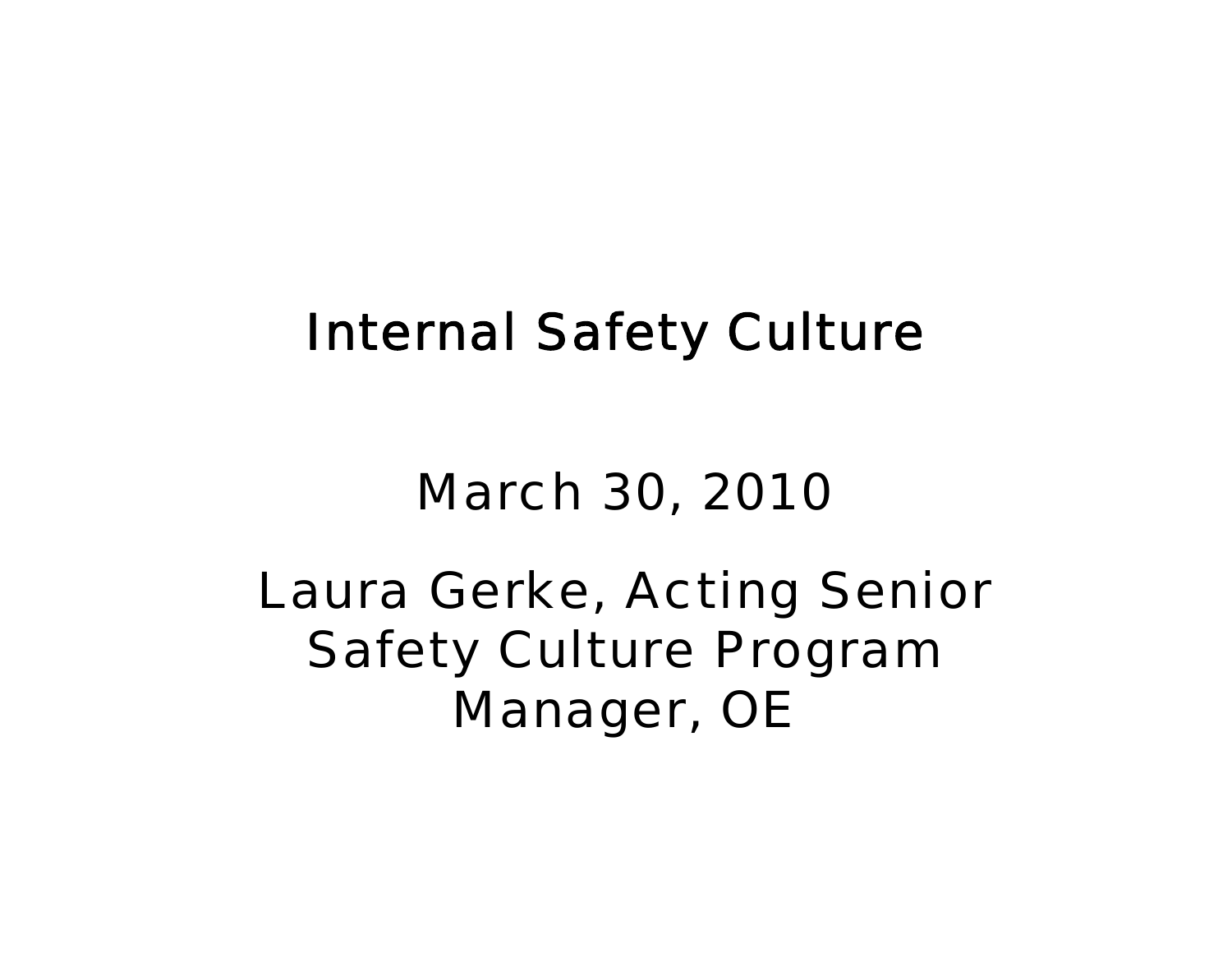# Internal Safety Culture

March 30, 2010

Laura Gerke, Acting Senior Safety Culture Program Manager, OE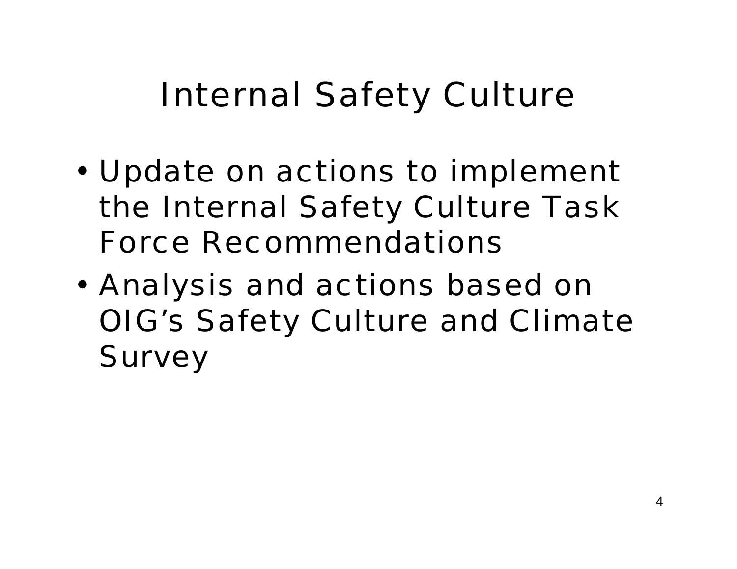# Internal Safety Culture

- Update on actions to implement the Internal Safety Culture Task Force Recommendations
- Analysis and actions based on OIG's Safety Culture and Climate Survey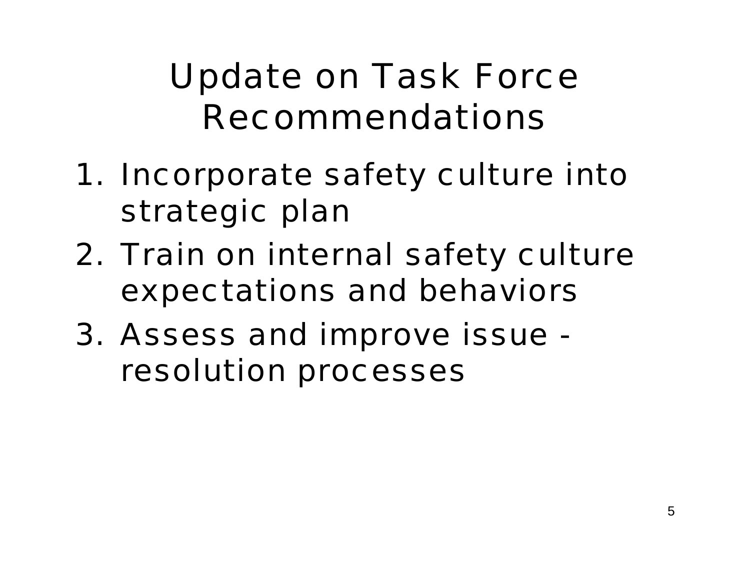# Update on Task Force Recommendations

1. Incorporate safety culture into strategic plan
2. Train on internal safety culture expectations and behaviors
3. Assess and improve issue - resolution processes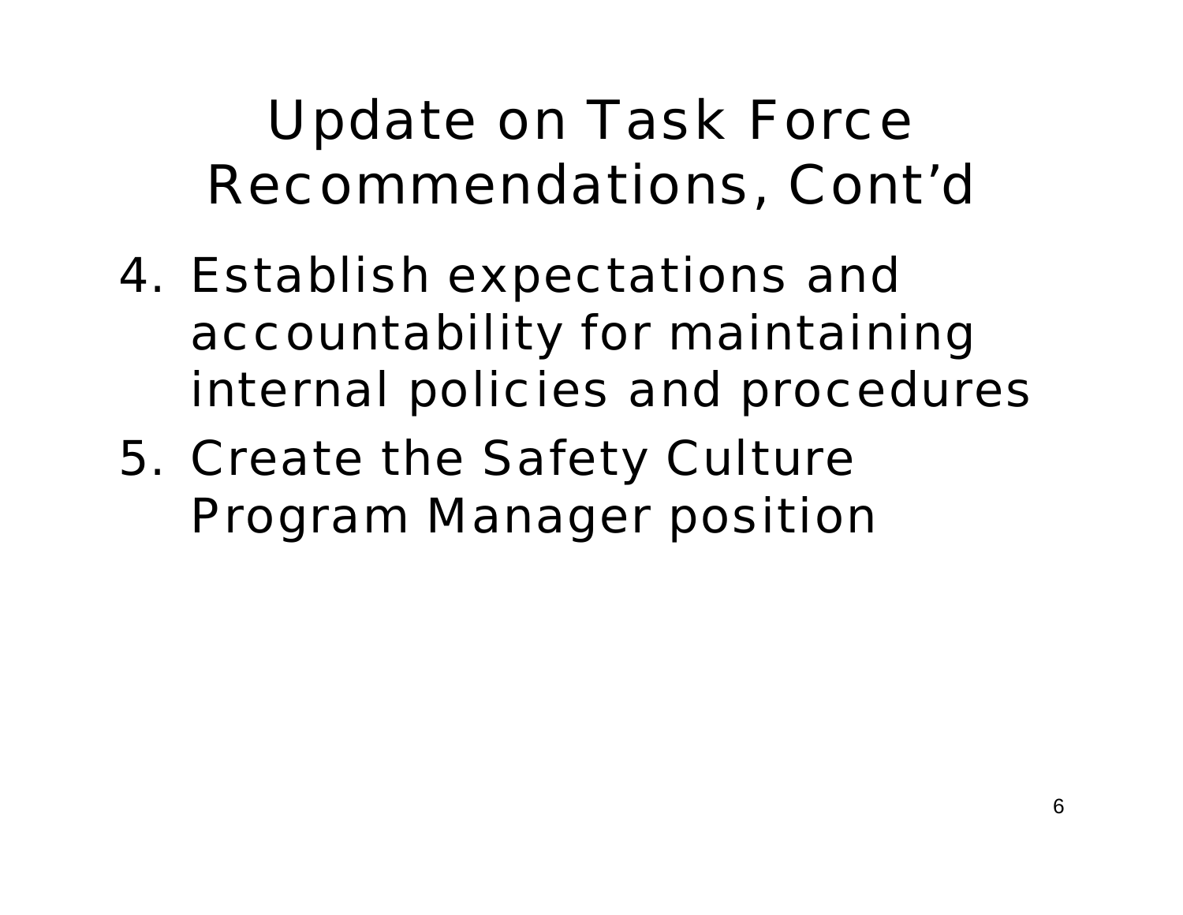# Update on Task Force Recommendations, Cont'd

4. Establish expectations and accountability for maintaining internal policies and procedures
5. Create the Safety Culture Program Manager position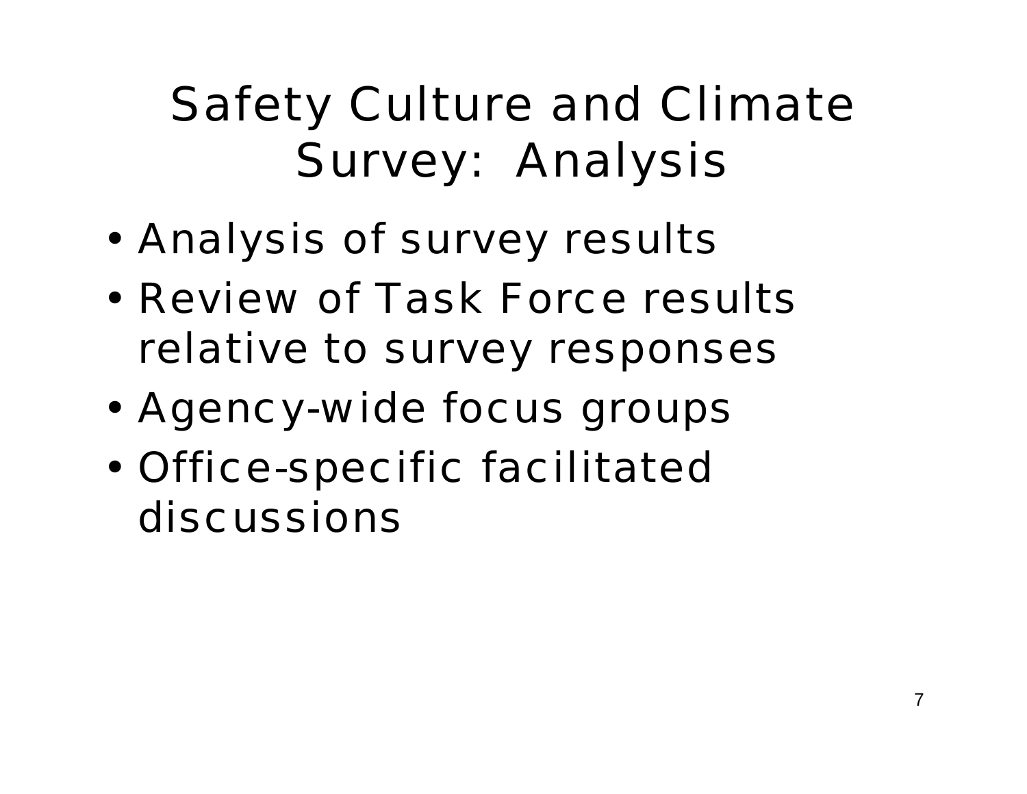# Safety Culture and Climate Survey: Analysis

- Analysis of survey results
- Review of Task Force results relative to survey responses
- Agency-wide focus groups
- Office-specific facilitated discussions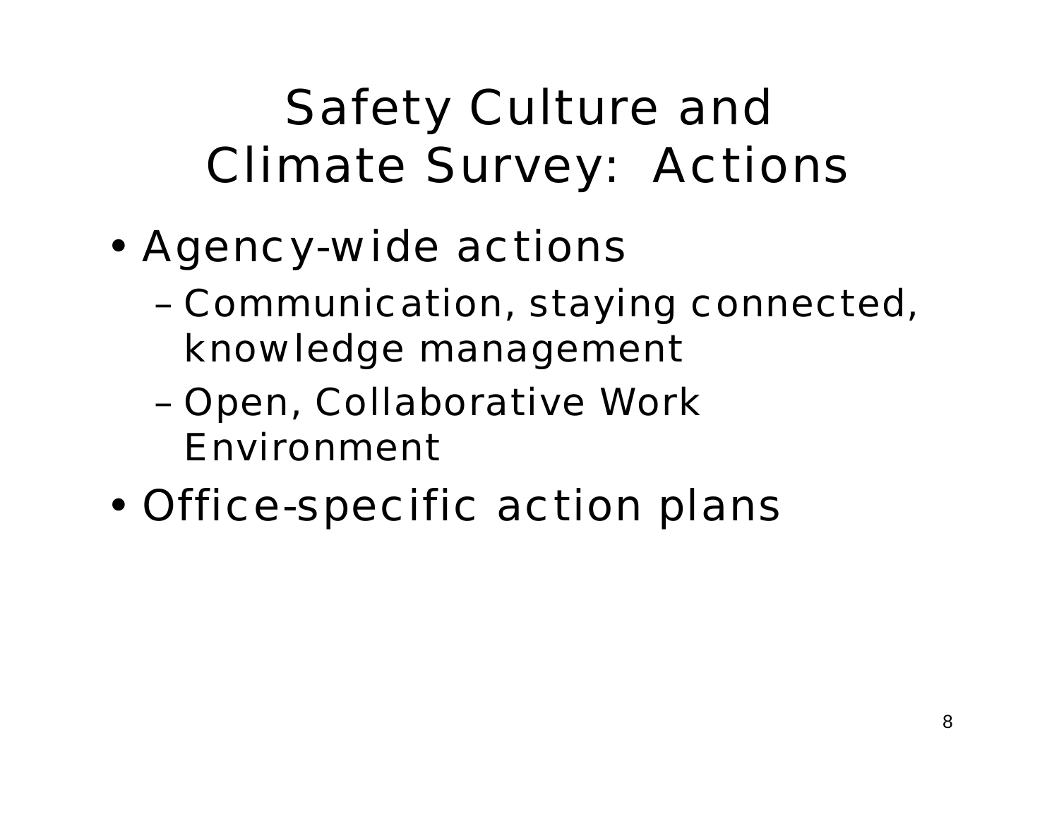# Safety Culture and Climate Survey: Actions

- Agency-wide actions
  - Communication, staying connected, knowledge management
  - Open, Collaborative Work Environment
- Office-specific action plans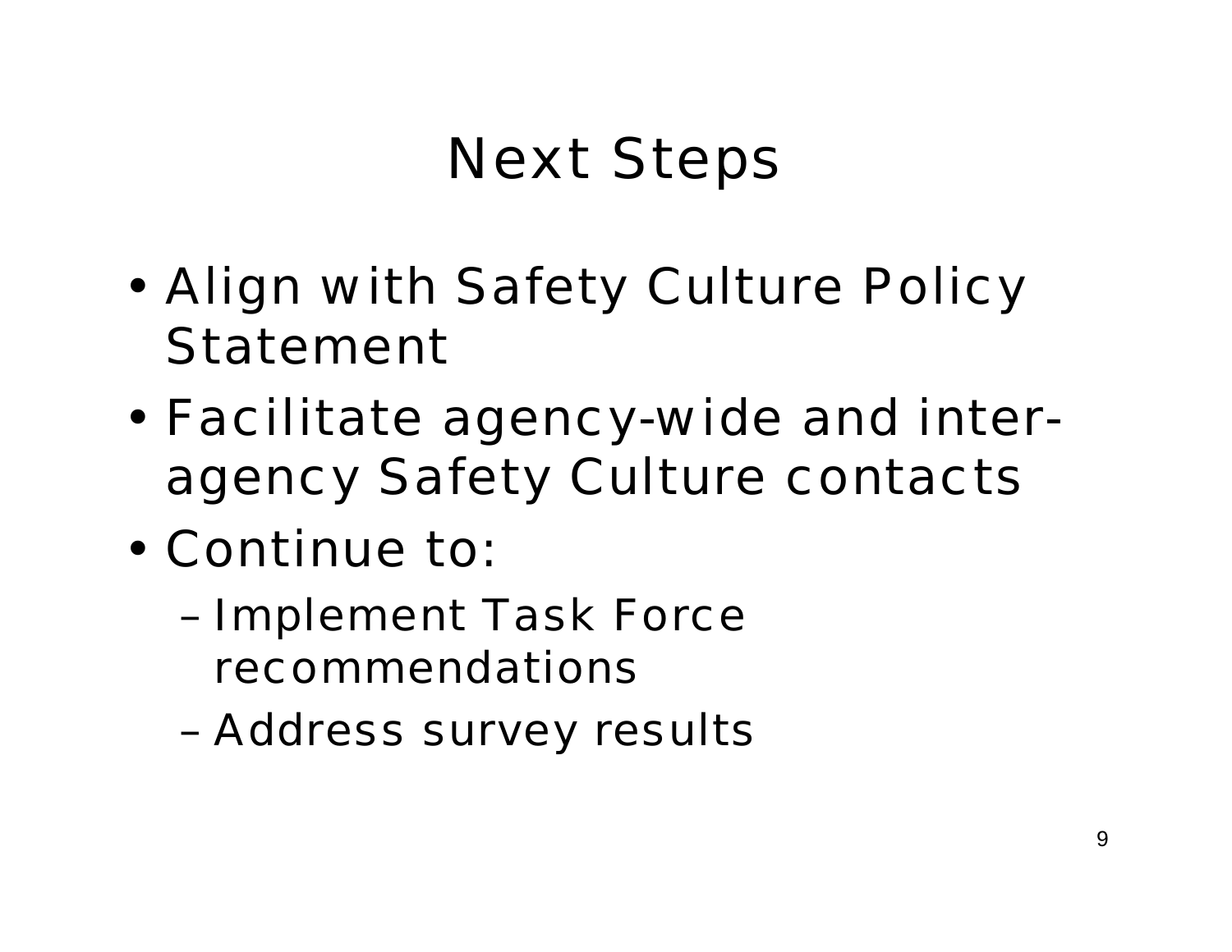# Next Steps

- Align with Safety Culture Policy Statement
- Facilitate agency-wide and inter-agency Safety Culture contacts
- Continue to:
  - Implement Task Force recommendations
  - Address survey results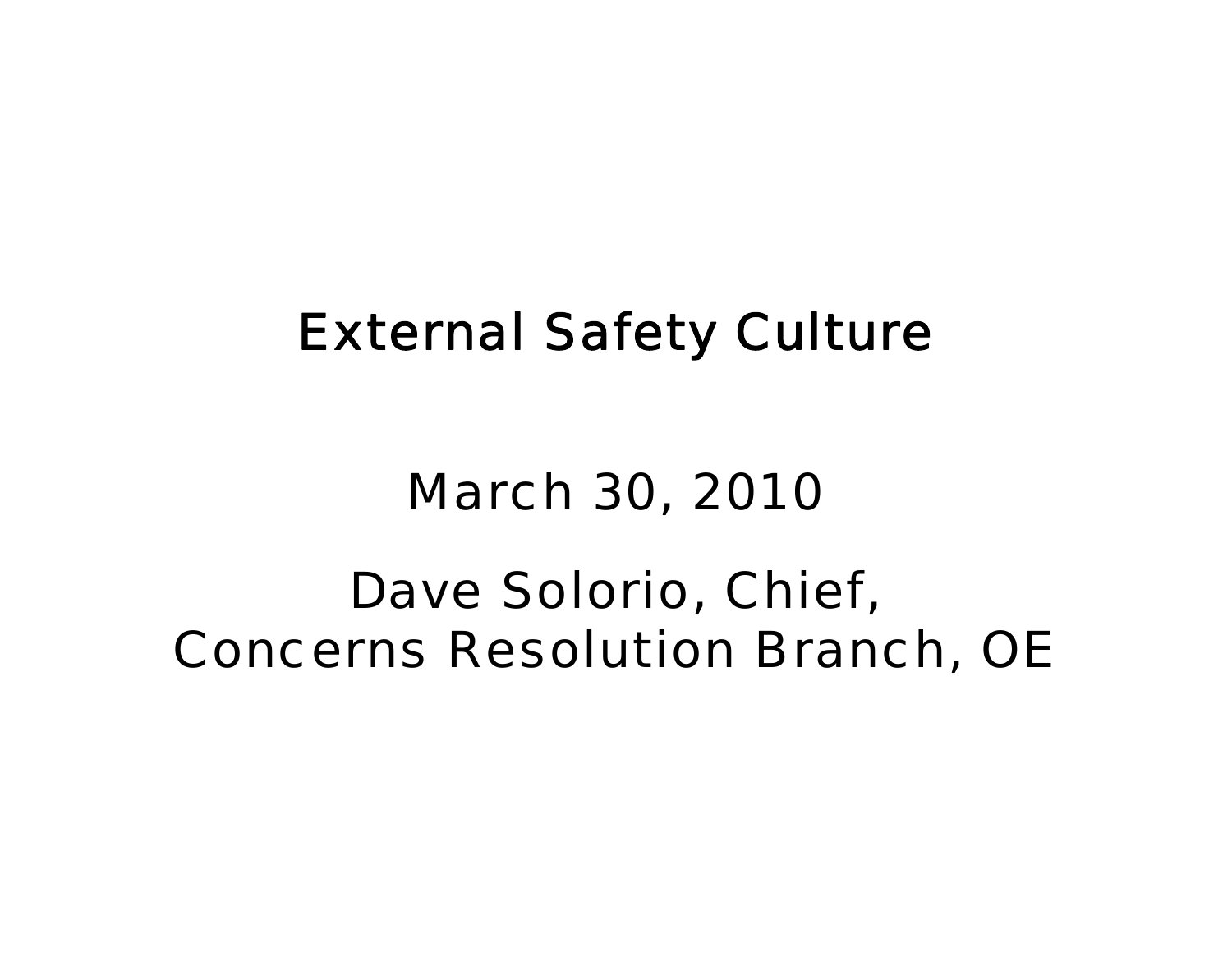# External Safety Culture

March 30, 2010

Dave Solorio, Chief,
Concerns Resolution Branch, OE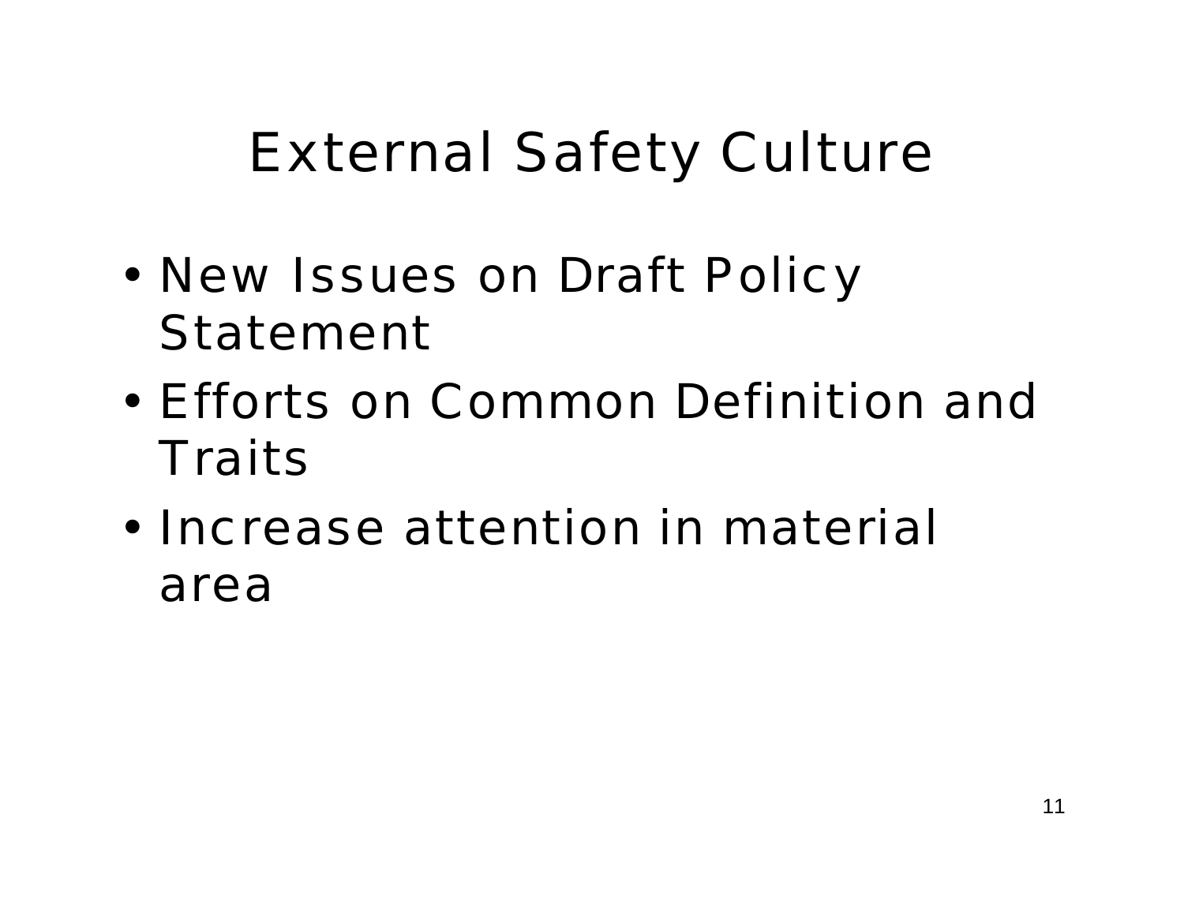# External Safety Culture

- New Issues on Draft Policy Statement
- Efforts on Common Definition and Traits
- Increase attention in material area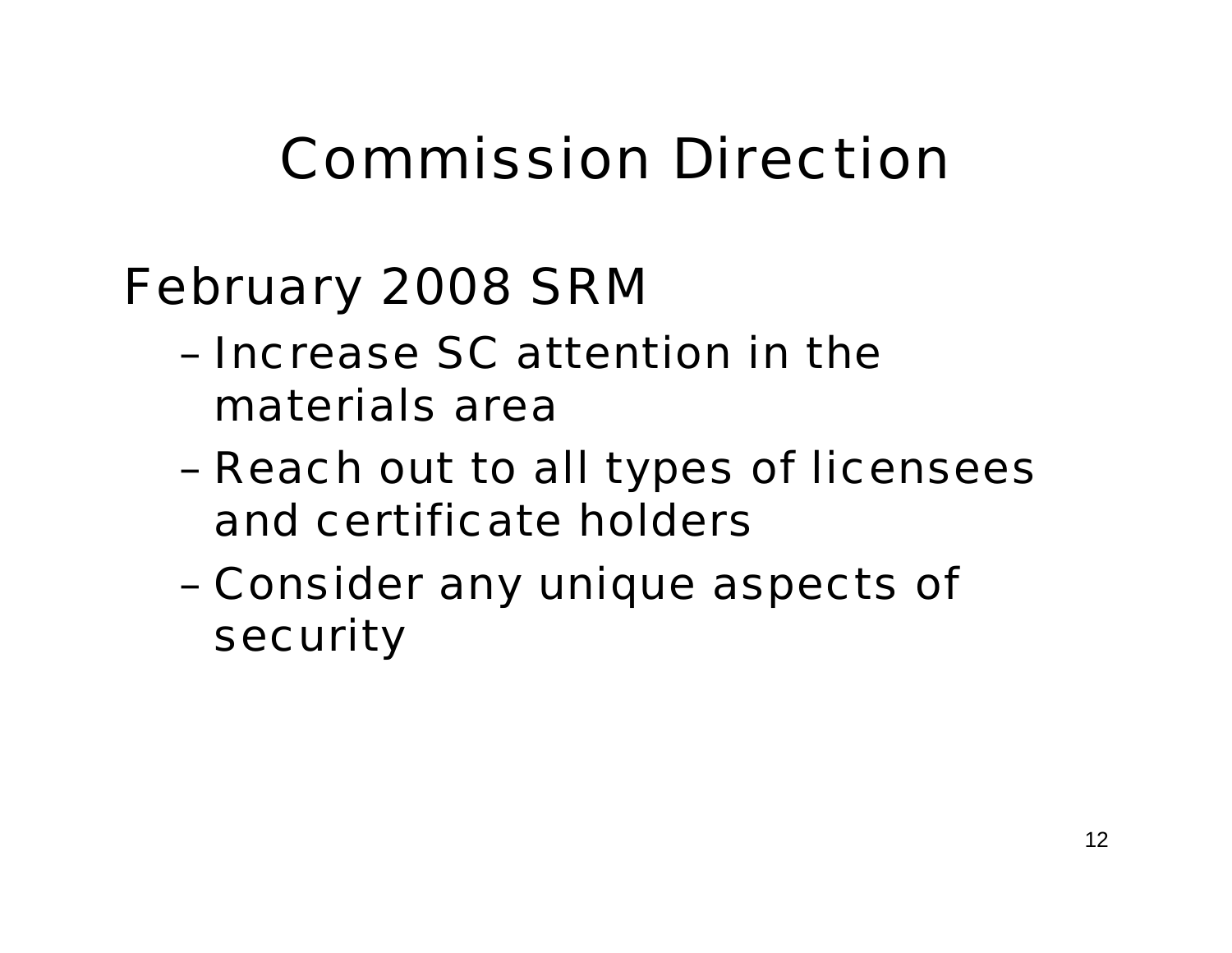# Commission Direction

February 2008 SRM

- Increase SC attention in the materials area
- Reach out to all types of licensees and certificate holders
- Consider any unique aspects of security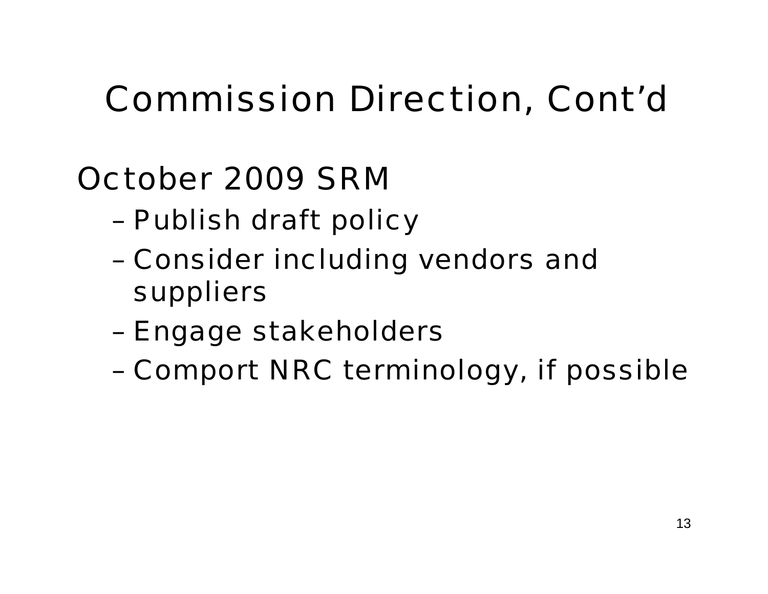# Commission Direction, Cont’d

October 2009 SRM

- Publish draft policy
- Consider including vendors and suppliers
- Engage stakeholders
- Comport NRC terminology, if possible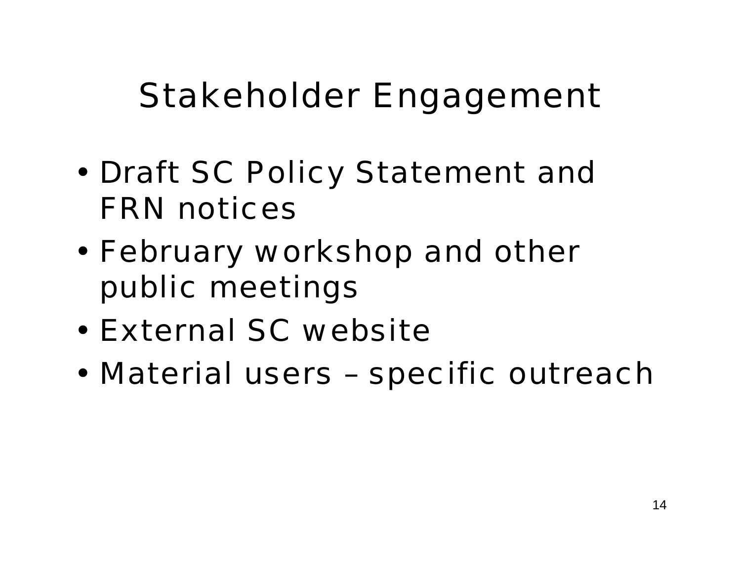# Stakeholder Engagement

- Draft SC Policy Statement and FRN notices
- February workshop and other public meetings
- External SC website
- Material users – specific outreach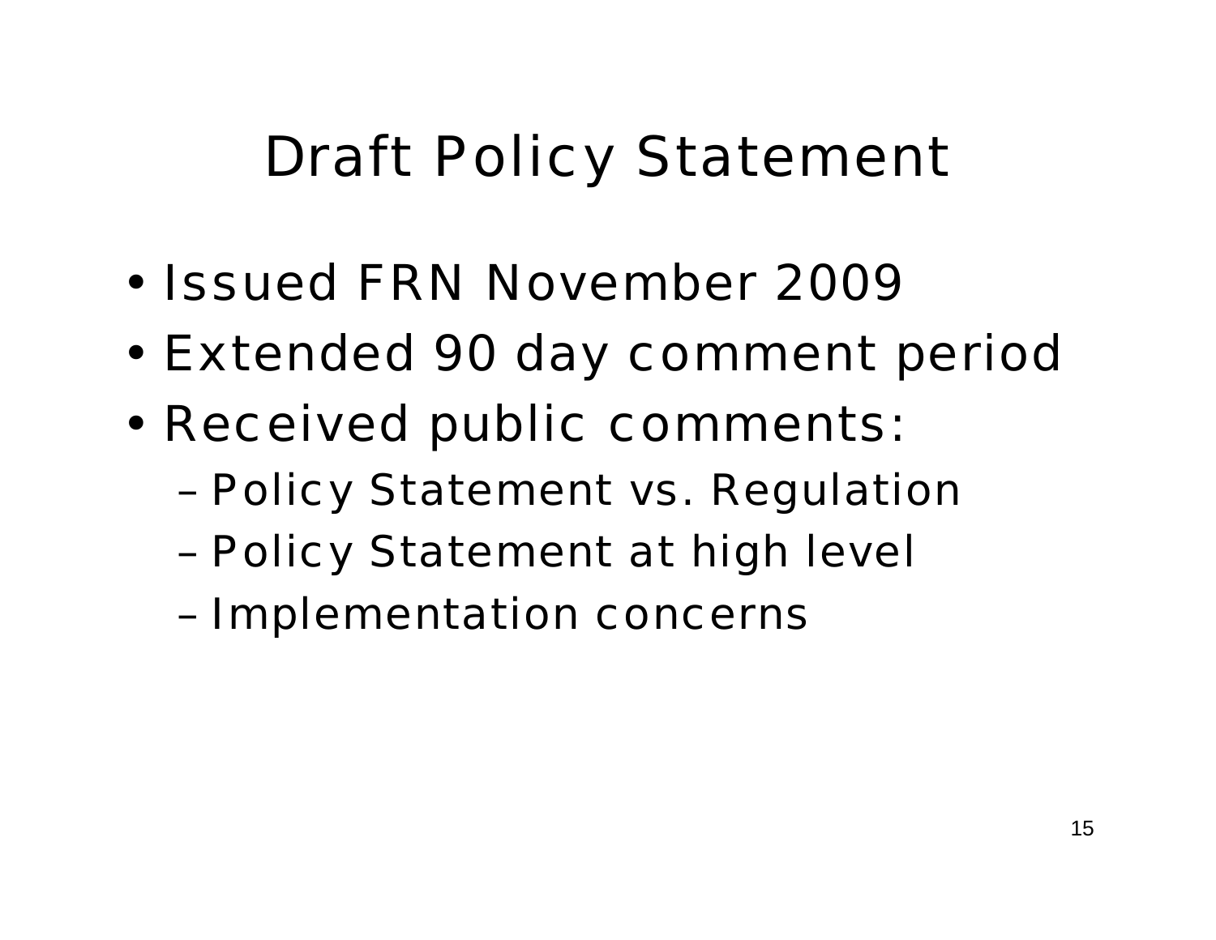# Draft Policy Statement

- Issued FRN November 2009
- Extended 90 day comment period
- Received public comments:
  - Policy Statement vs. Regulation
  - Policy Statement at high level
  - Implementation concerns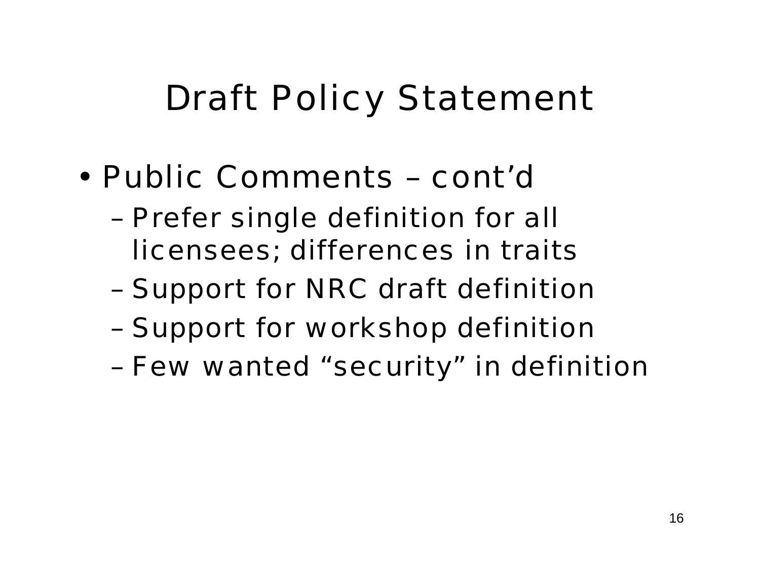# Draft Policy Statement

- Public Comments – cont'd
  - Prefer single definition for all licensees; differences in traits
  - Support for NRC draft definition
  - Support for workshop definition
  - Few wanted "security" in definition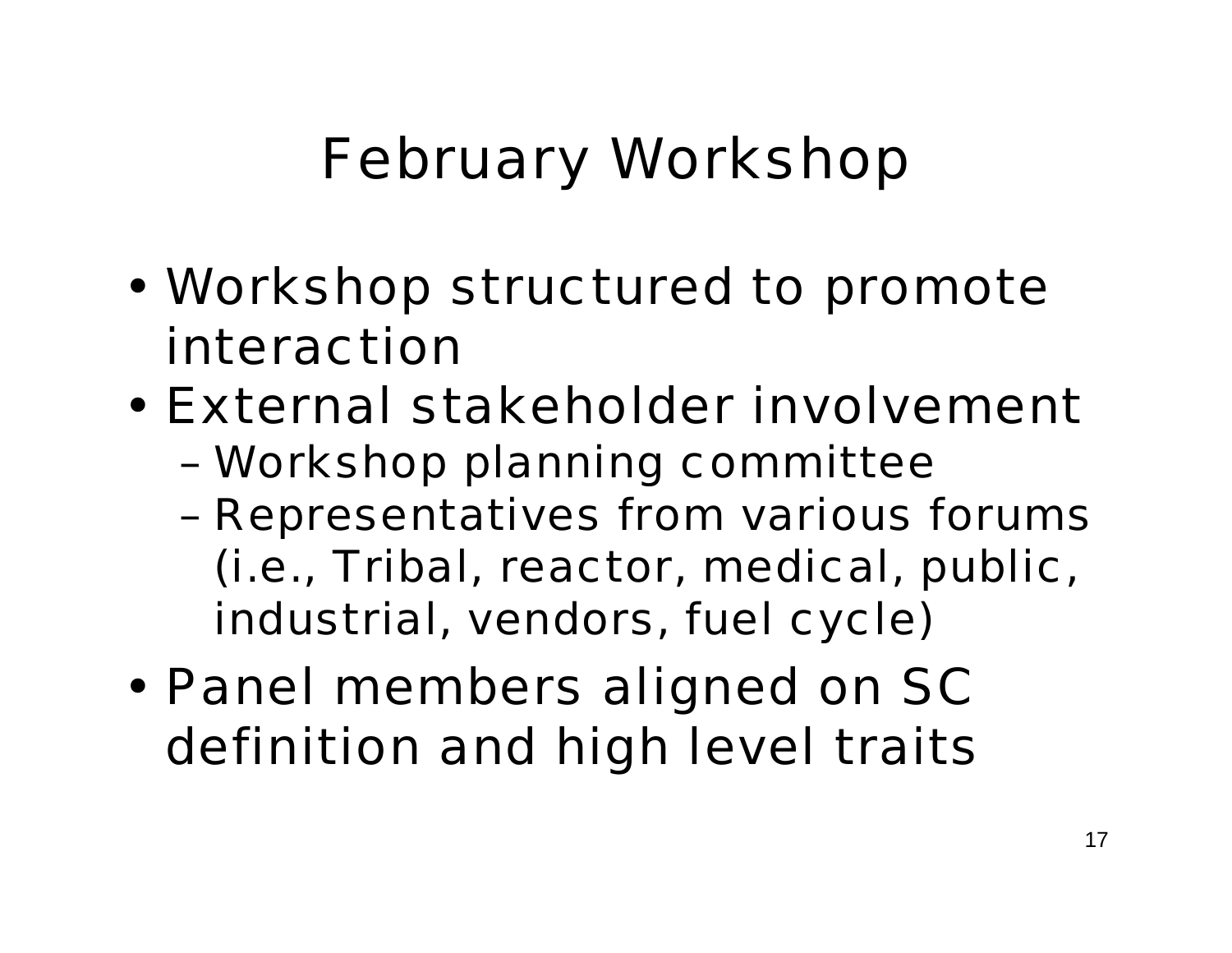# February Workshop

- Workshop structured to promote interaction
- External stakeholder involvement
  - Workshop planning committee
  - Representatives from various forums (i.e., Tribal, reactor, medical, public, industrial, vendors, fuel cycle)
- Panel members aligned on SC definition and high level traits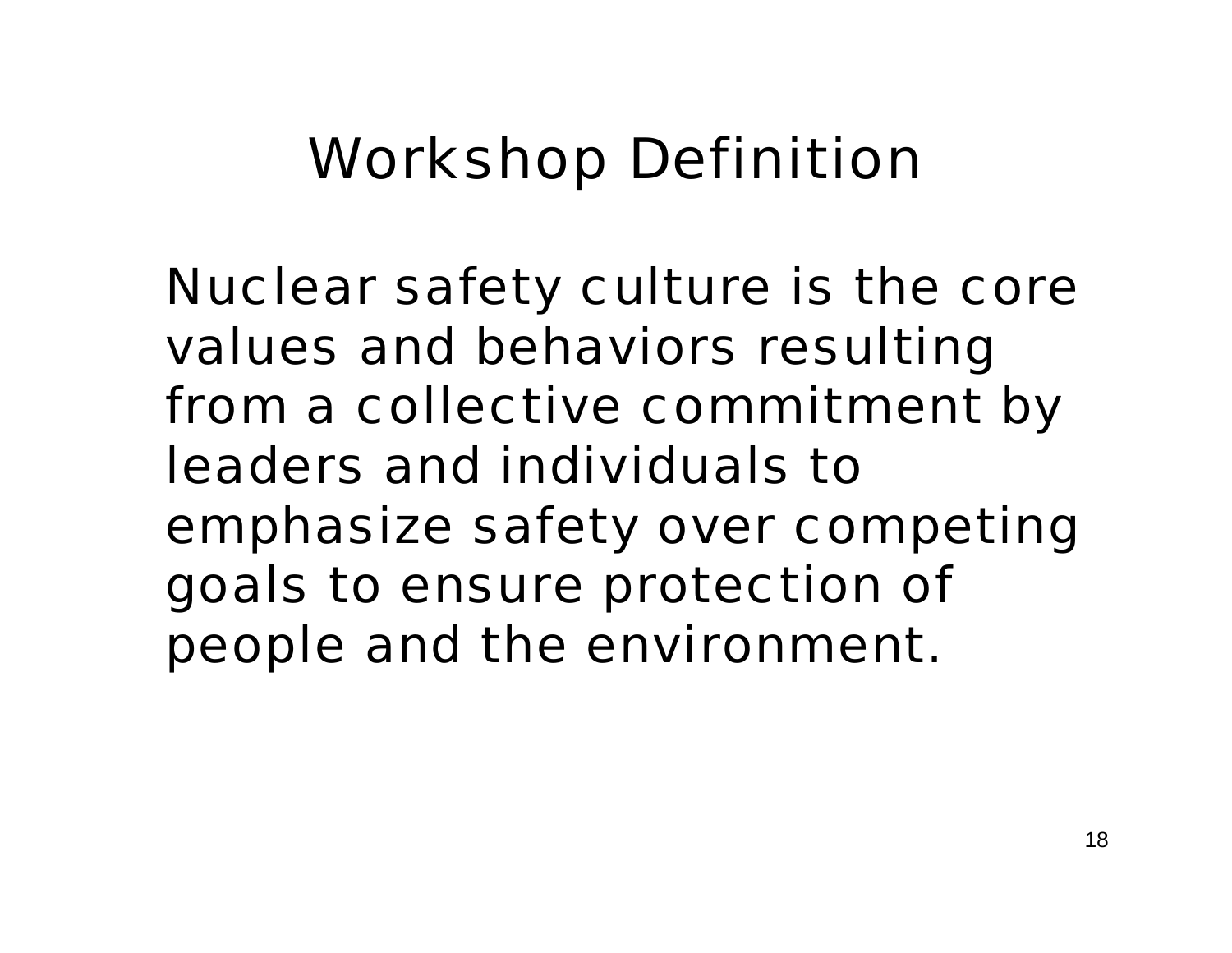# Workshop Definition

Nuclear safety culture is the core values and behaviors resulting from a collective commitment by leaders and individuals to emphasize safety over competing goals to ensure protection of people and the environment.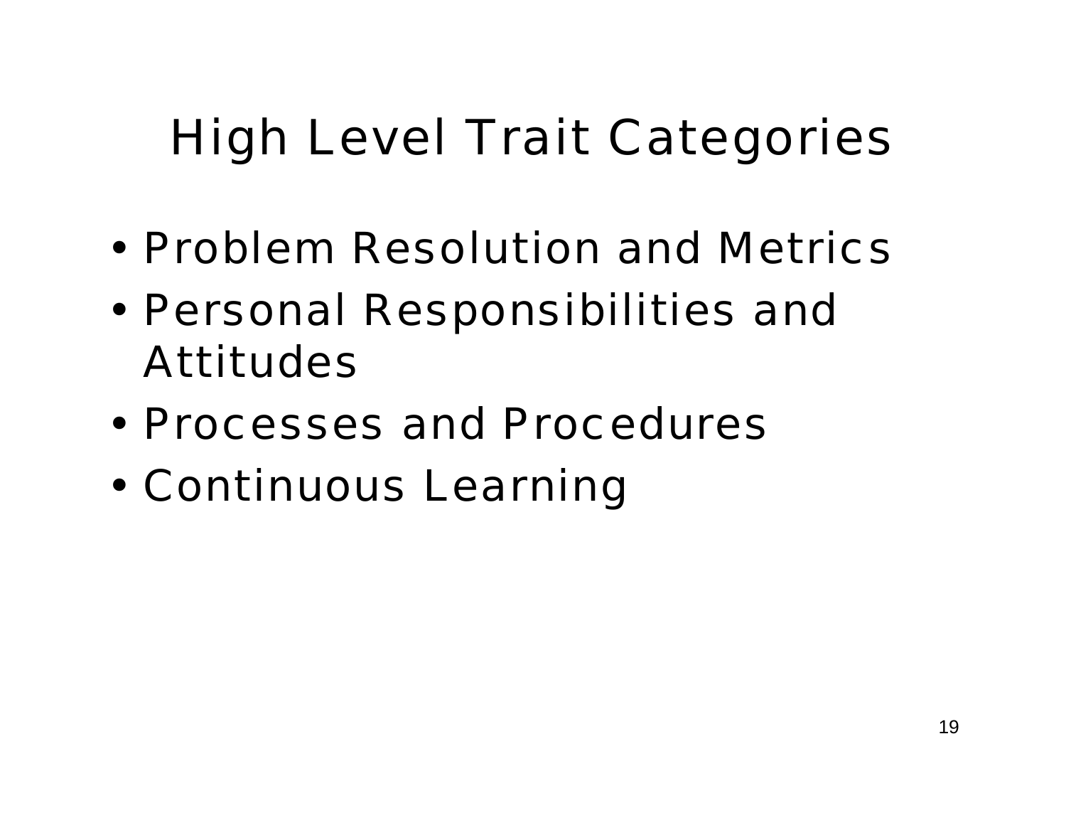# High Level Trait Categories

- Problem Resolution and Metrics
- Personal Responsibilities and Attitudes
- Processes and Procedures
- Continuous Learning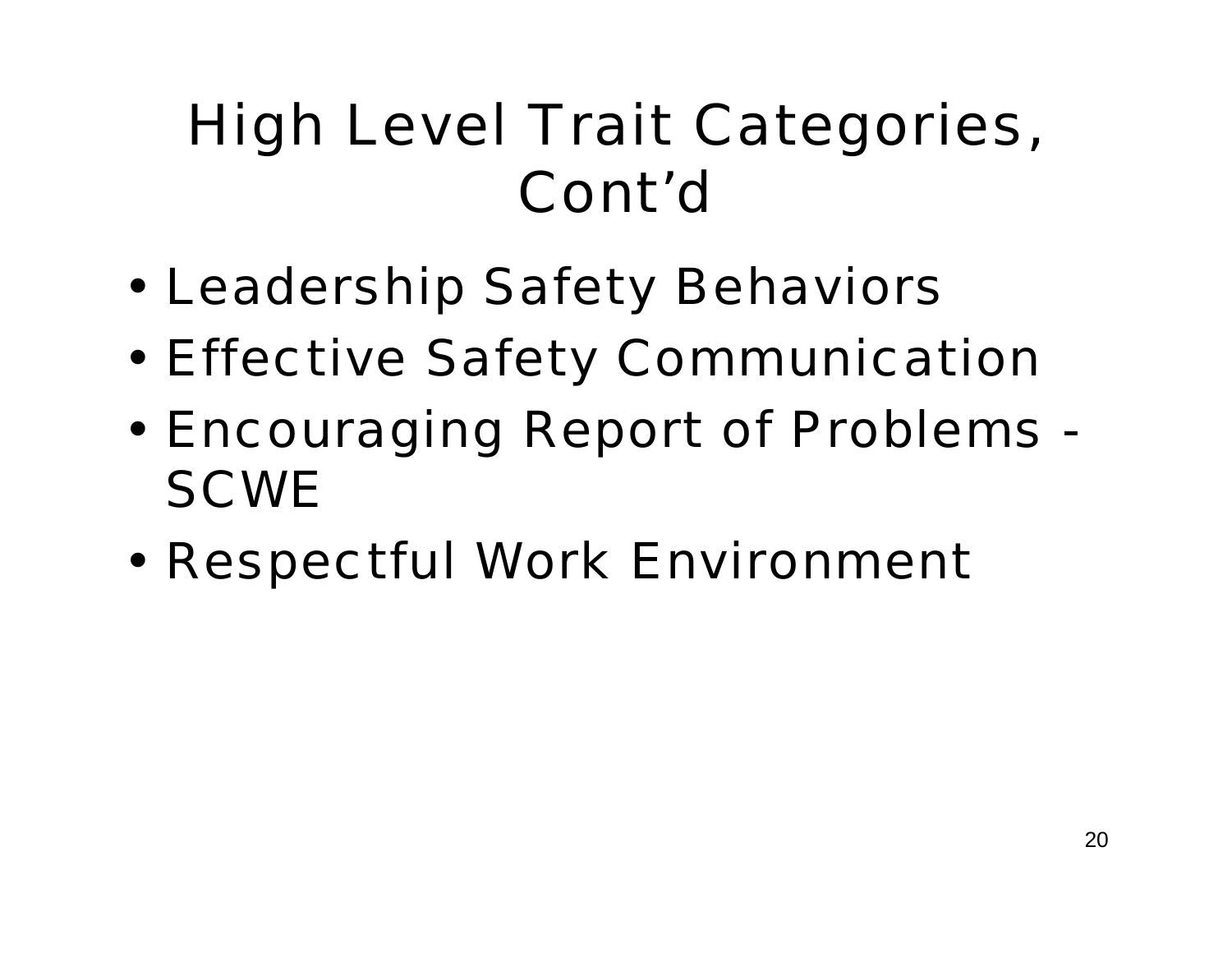# High Level Trait Categories, Cont'd

- Leadership Safety Behaviors
- Effective Safety Communication
- Encouraging Report of Problems - SCWE
- Respectful Work Environment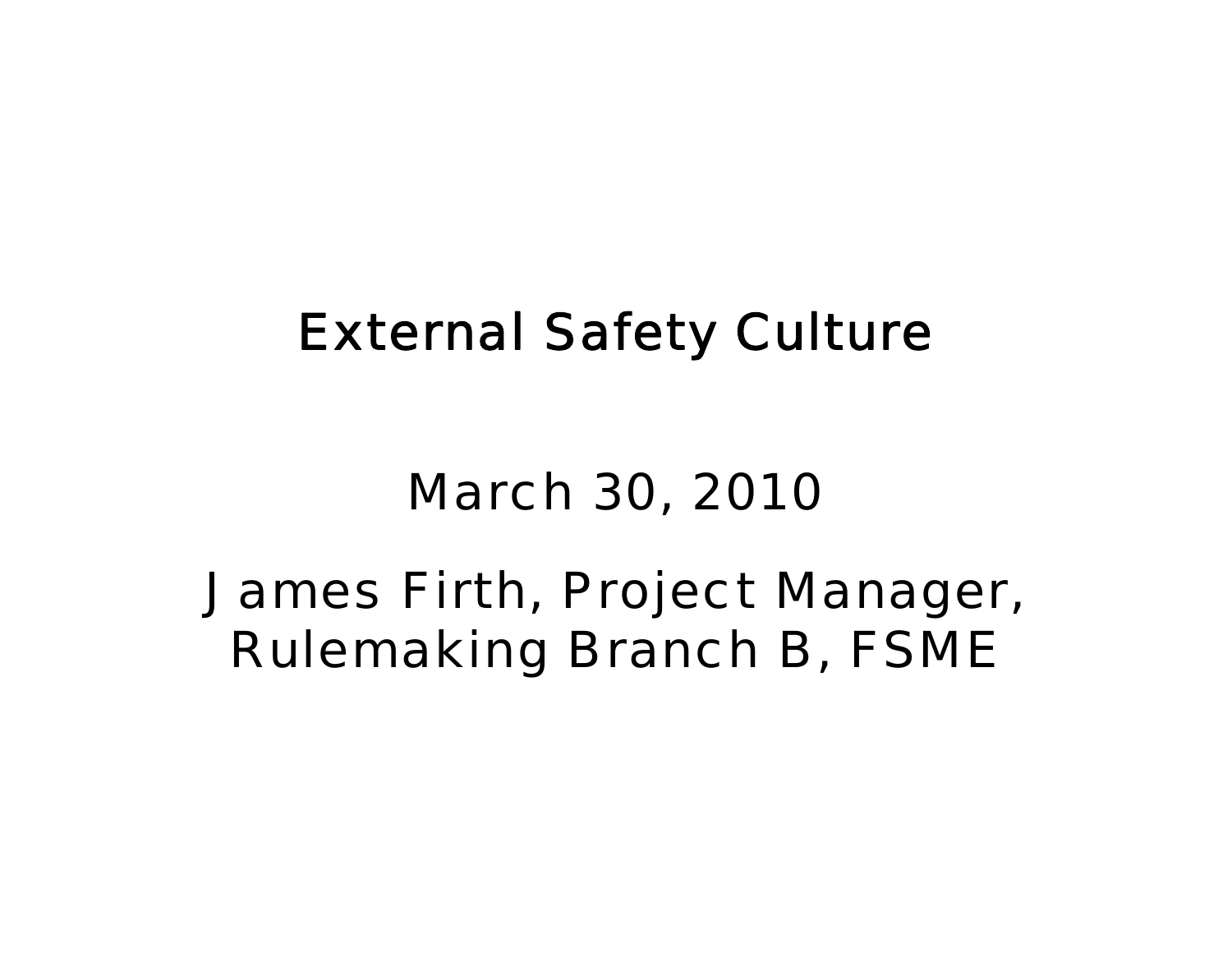# External Safety Culture

March 30, 2010

James Firth, Project Manager, Rulemaking Branch B, FSME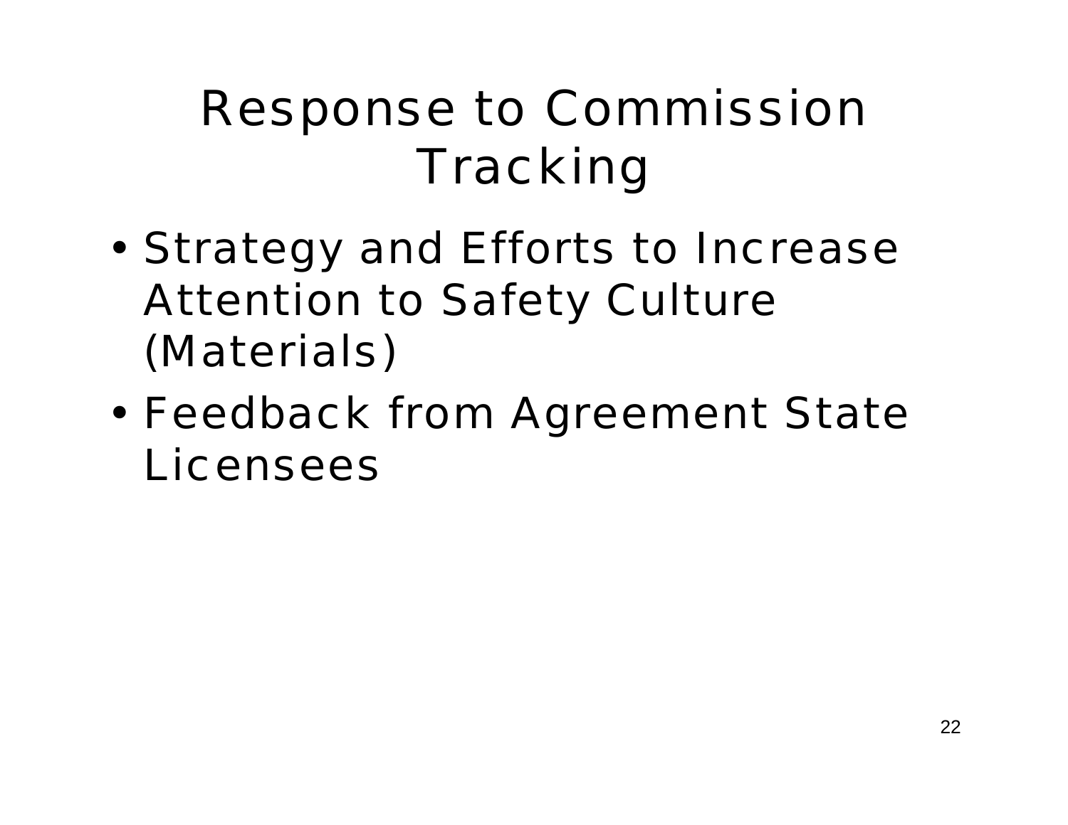# Response to Commission Tracking

- Strategy and Efforts to Increase Attention to Safety Culture (Materials)
- Feedback from Agreement State Licensees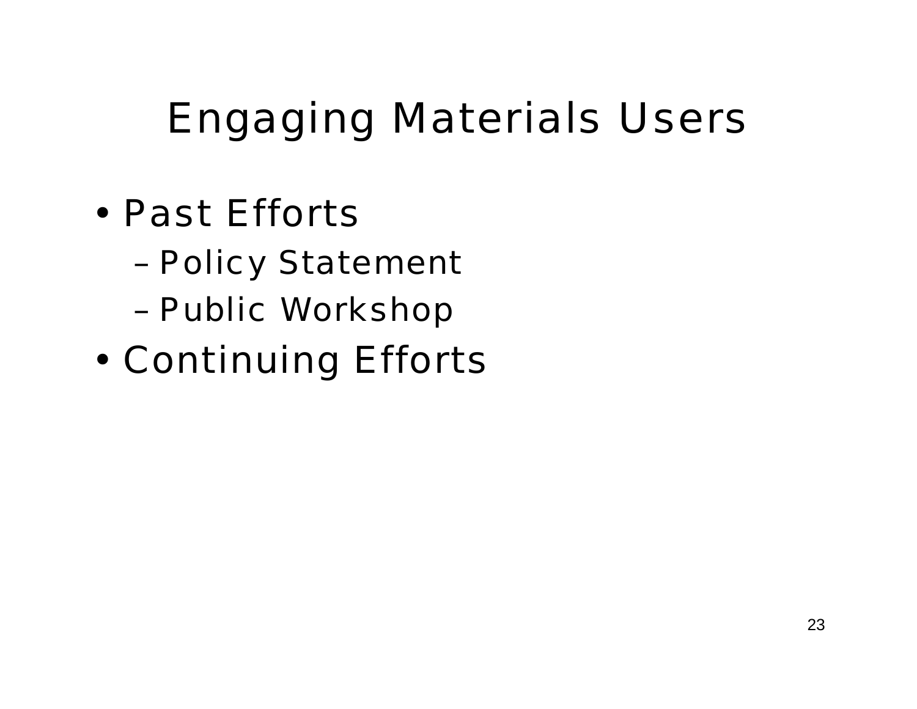# Engaging Materials Users

- Past Efforts
  - Policy Statement
  - Public Workshop
- Continuing Efforts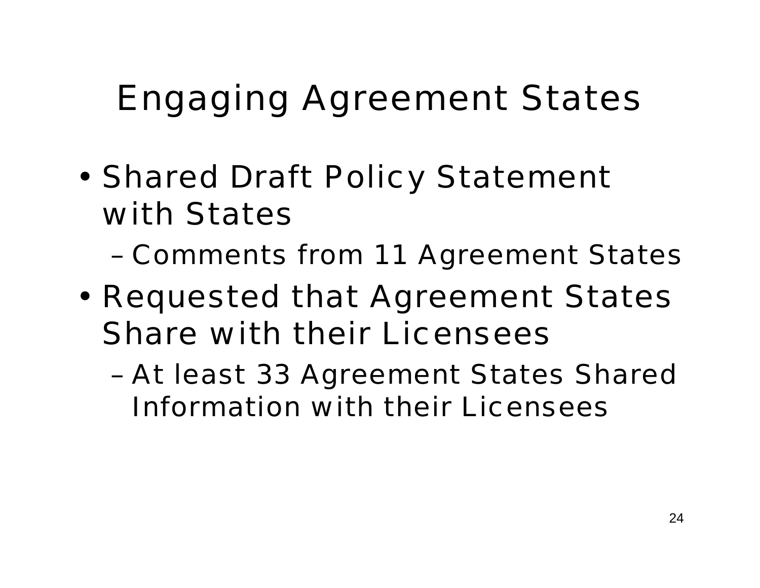# Engaging Agreement States

- Shared Draft Policy Statement with States
  - Comments from 11 Agreement States
- Requested that Agreement States Share with their Licensees
  - At least 33 Agreement States Shared Information with their Licensees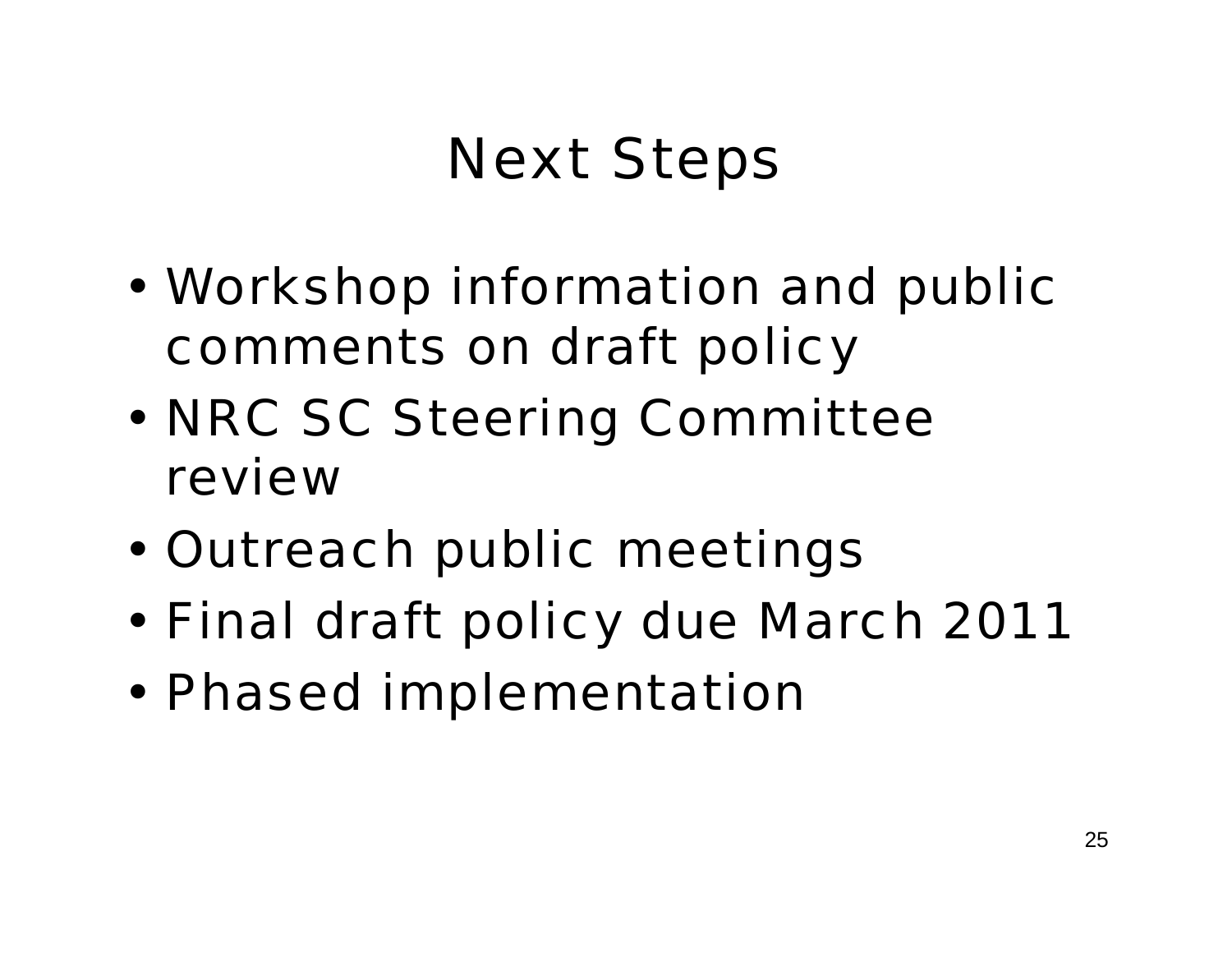# Next Steps

- Workshop information and public comments on draft policy
- NRC SC Steering Committee review
- Outreach public meetings
- Final draft policy due March 2011
- Phased implementation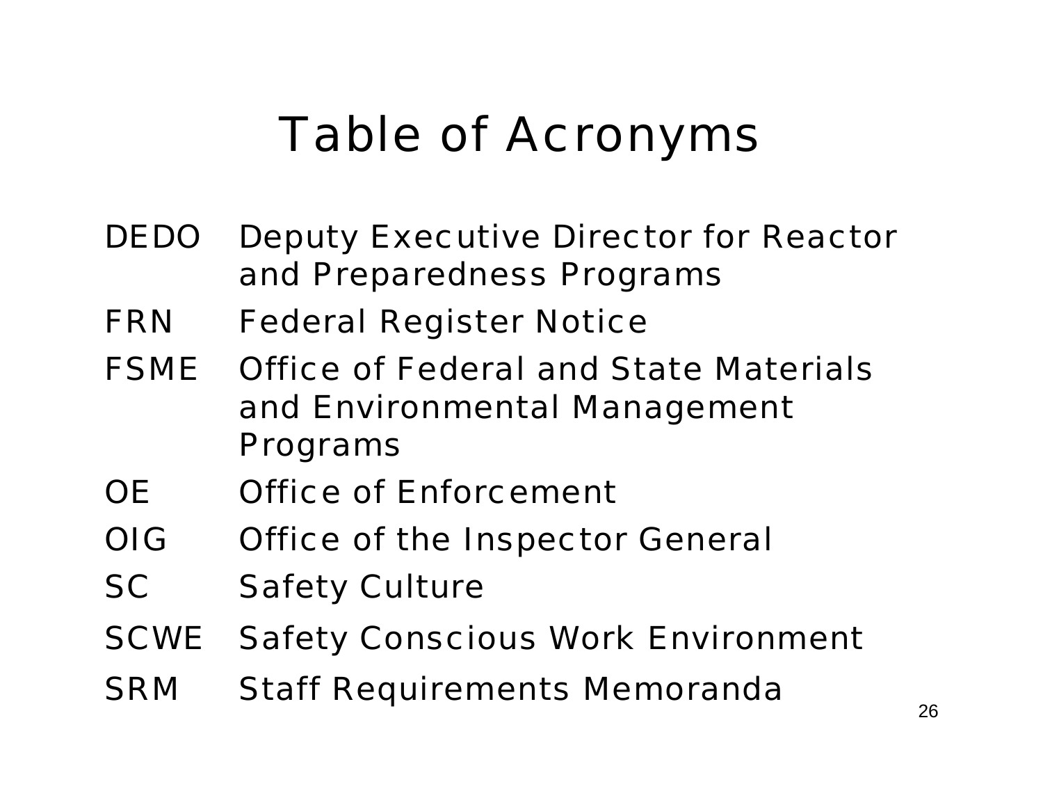# Table of Acronyms

| | |
|---|---|
| DEDO | Deputy Executive Director for Reactor and Preparedness Programs |
| FRN | Federal Register Notice |
| FSME | Office of Federal and State Materials and Environmental Management Programs |
| OE | Office of Enforcement |
| OIG | Office of the Inspector General |
| SC | Safety Culture |
| SCWE | Safety Conscious Work Environment |
| SRM | Staff Requirements Memoranda |